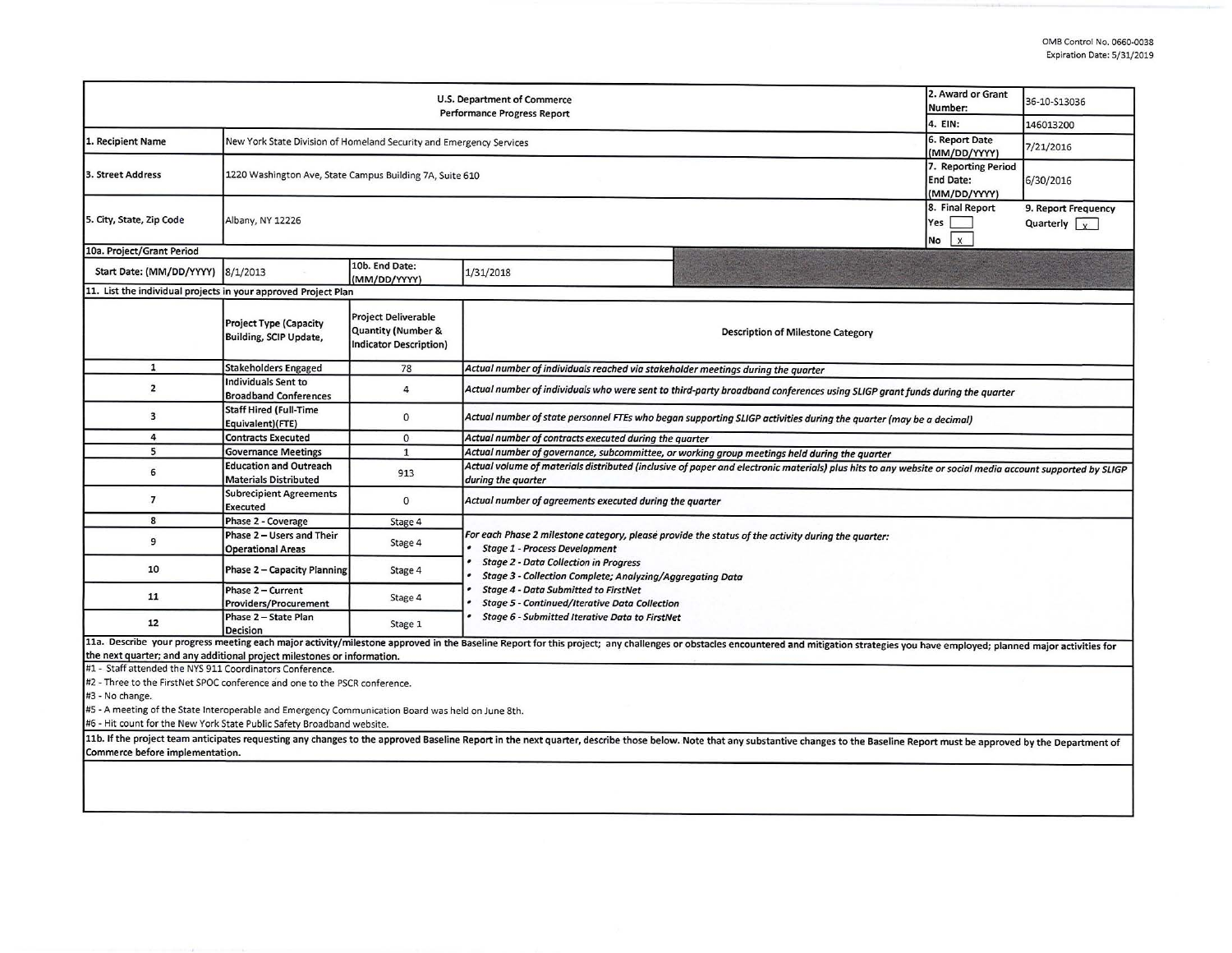OMB Control No. 0660-0038
Expiration Date: 5/31/2019

| U.S. Department of Commerce Performance Progress Report | | | | 2. Award or Grant Number: | 36-10-S13036 |
|---|---|---|---|---|---|
| | | | | 4. EIN: | 146013200 |
| 1. Recipient Name | New York State Division of Homeland Security and Emergency Services | | | 6. Report Date (MM/DD/YYYY) | 7/21/2016 |
| 3. Street Address | 1220 Washington Ave, State Campus Building 7A, Suite 610 | | | 7. Reporting Period End Date: (MM/DD/YYYY) | 6/30/2016 |
| 5. City, State, Zip Code | Albany, NY 12226 | | | 8. Final Report Yes [ ] No [x] | 9. Report Frequency Quarterly [x] |
| 10a. Project/Grant Period | | | | | |
| Start Date: (MM/DD/YYYY) | 8/1/2013 | 10b. End Date: (MM/DD/YYYY) | 1/31/2018 | | |

11. List the individual projects in your approved Project Plan

| | Project Type (Capacity Building, SCIP Update, | Project Deliverable Quantity (Number & Indicator Description) | Description of Milestone Category |
|---|---|---|---|
| 1 | Stakeholders Engaged | 78 | *Actual number of individuals reached via stakeholder meetings during the quarter* |
| 2 | Individuals Sent to Broadband Conferences | 4 | *Actual number of individuals who were sent to third-party broadband conferences using SLIGP grant funds during the quarter* |
| 3 | Staff Hired (Full-Time Equivalent)(FTE) | 0 | *Actual number of state personnel FTEs who began supporting SLIGP activities during the quarter (may be a decimal)* |
| 4 | Contracts Executed | 0 | *Actual number of contracts executed during the quarter* |
| 5 | Governance Meetings | 1 | *Actual number of governance, subcommittee, or working group meetings held during the quarter* |
| 6 | Education and Outreach Materials Distributed | 913 | *Actual volume of materials distributed (inclusive of paper and electronic materials) plus hits to any website or social media account supported by SLIGP during the quarter* |
| 7 | Subrecipient Agreements Executed | 0 | *Actual number of agreements executed during the quarter* |
| 8 | Phase 2 - Coverage | Stage 4 | *For each Phase 2 milestone category, please provide the status of the activity during the quarter:* • *Stage 1 - Process Development* • *Stage 2 - Data Collection in Progress* • *Stage 3 - Collection Complete; Analyzing/Aggregating Data* • *Stage 4 - Data Submitted to FirstNet* • *Stage 5 - Continued/Iterative Data Collection* • *Stage 6 - Submitted Iterative Data to FirstNet* |
| 9 | Phase 2 – Users and Their Operational Areas | Stage 4 | |
| 10 | Phase 2 – Capacity Planning | Stage 4 | |
| 11 | Phase 2 – Current Providers/Procurement | Stage 4 | |
| 12 | Phase 2 – State Plan Decision | Stage 1 | |

11a. Describe your progress meeting each major activity/milestone approved in the Baseline Report for this project; any challenges or obstacles encountered and mitigation strategies you have employed; planned major activities for the next quarter; and any additional project milestones or information.

#1 - Staff attended the NYS 911 Coordinators Conference.
#2 - Three to the FirstNet SPOC conference and one to the PSCR conference.
#3 - No change.
#5 - A meeting of the State Interoperable and Emergency Communication Board was held on June 8th.
#6 - Hit count for the New York State Public Safety Broadband website.

11b. If the project team anticipates requesting any changes to the approved Baseline Report in the next quarter, describe those below. Note that any substantive changes to the Baseline Report must be approved by the Department of Commerce before implementation.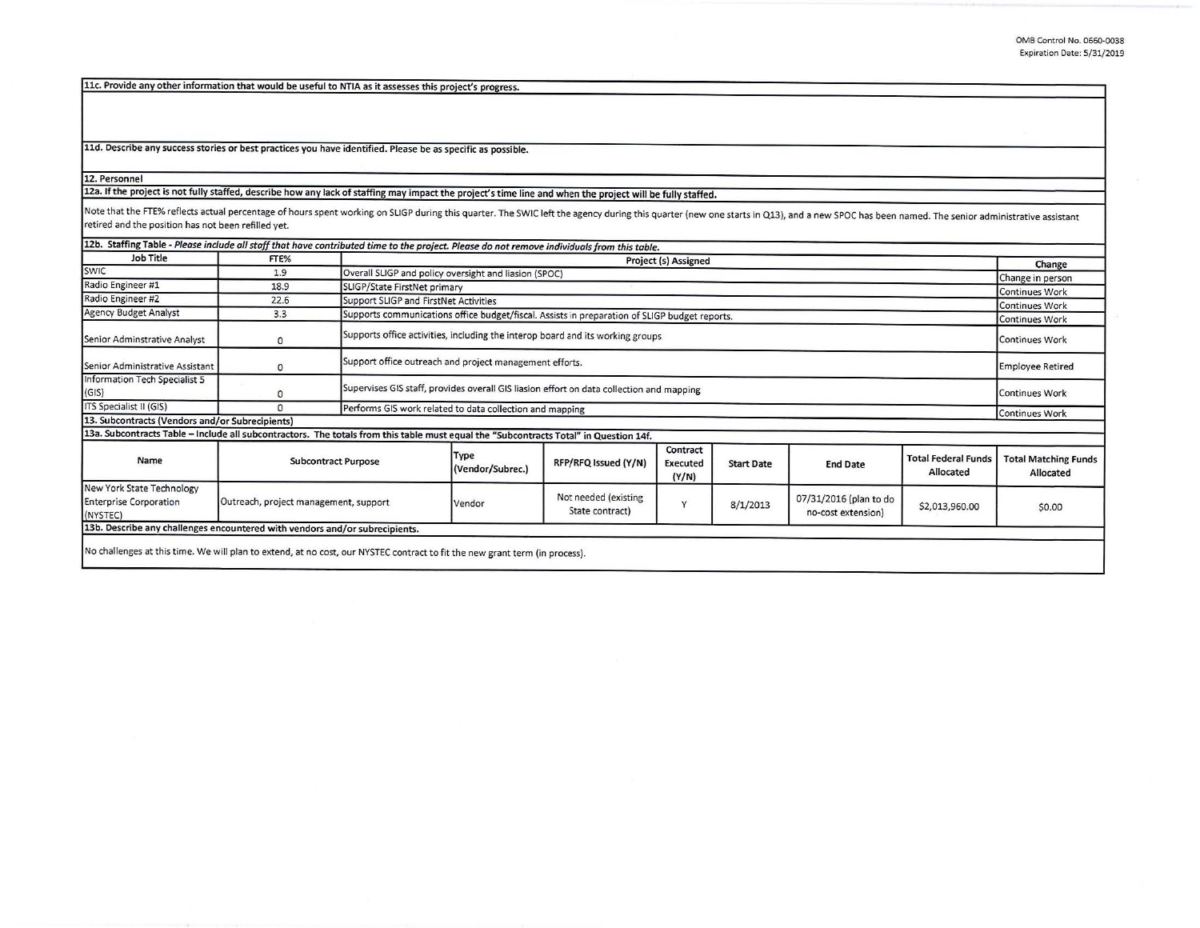**11c. Provide any other information that would be useful to NTIA as it assesses this project's progress.**

**11d. Describe any success stories or best practices you have identified. Please be as specific as possible.**

**12. Personnel**

**12a. If the project is not fully staffed, describe how any lack of staffing may impact the project's time line and when the project will be fully staffed.**

Note that the FTE% reflects actual percentage of hours spent working on SLIGP during this quarter. The SWIC left the agency during this quarter (new one starts in Q13), and a new SPOC has been named. The senior administrative assistant retired and the position has not been refilled yet.

**12b. Staffing Table** - *Please include all staff that have contributed time to the project. Please do not remove individuals from this table.*

| Job Title | FTE% | Project (s) Assigned | Change |
|---|---|---|---|
| SWIC | 1.9 | Overall SLIGP and policy oversight and liasion (SPOC) | Change in person |
| Radio Engineer #1 | 18.9 | SLIGP/State FirstNet primary | Continues Work |
| Radio Engineer #2 | 22.6 | Support SLIGP and FirstNet Activities | Continues Work |
| Agency Budget Analyst | 3.3 | Supports communications office budget/fiscal. Assists in preparation of SLIGP budget reports. | Continues Work |
| Senior Adminstrative Analyst | 0 | Supports office activities, including the interop board and its working groups | Continues Work |
| Senior Administrative Assistant | 0 | Support office outreach and project management efforts. | Employee Retired |
| Information Tech Specialist 5 (GIS) | 0 | Supervises GIS staff, provides overall GIS liasion effort on data collection and mapping | Continues Work |
| ITS Specialist II (GIS) | 0 | Performs GIS work related to data collection and mapping | Continues Work |

**13. Subcontracts (Vendors and/or Subrecipients)**

**13a. Subcontracts Table – Include all subcontractors. The totals from this table must equal the "Subcontracts Total" in Question 14f.**

| Name | Subcontract Purpose | Type (Vendor/Subrec.) | RFP/RFQ Issued (Y/N) | Contract Executed (Y/N) | Start Date | End Date | Total Federal Funds Allocated | Total Matching Funds Allocated |
|---|---|---|---|---|---|---|---|---|
| New York State Technology Enterprise Corporation (NYSTEC) | Outreach, project management, support | Vendor | Not needed (existing State contract) | Y | 8/1/2013 | 07/31/2016 (plan to do no-cost extension) | $2,013,960.00 | $0.00 |

**13b. Describe any challenges encountered with vendors and/or subrecipients.**

No challenges at this time. We will plan to extend, at no cost, our NYSTEC contract to fit the new grant term (in process).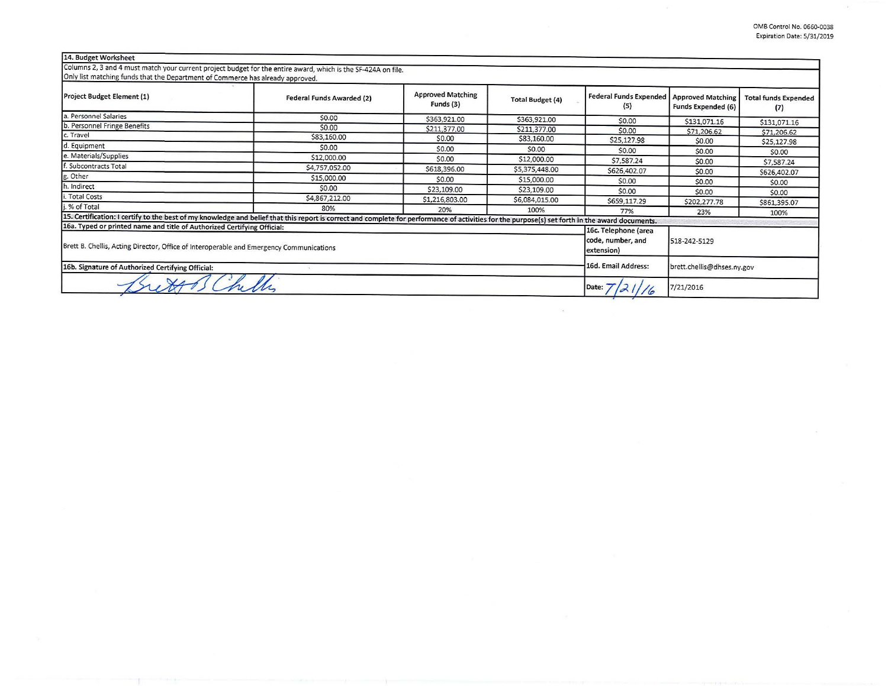OMB Control No. 0660-0038
Expiration Date: 5/31/2019

**14. Budget Worksheet**

Columns 2, 3 and 4 must match your current project budget for the entire award, which is the SF-424A on file.
Only list matching funds that the Department of Commerce has already approved.

| Project Budget Element (1) | Federal Funds Awarded (2) | Approved Matching Funds (3) | Total Budget (4) | Federal Funds Expended (5) | Approved Matching Funds Expended (6) | Total funds Expended (7) |
|---|---|---|---|---|---|---|
| a. Personnel Salaries | $0.00 | $363,921.00 | $363,921.00 | $0.00 | $131,071.16 | $131,071.16 |
| b. Personnel Fringe Benefits | $0.00 | $211,377.00 | $211,377.00 | $0.00 | $71,206.62 | $71,206.62 |
| c. Travel | $83,160.00 | $0.00 | $83,160.00 | $25,127.98 | $0.00 | $25,127.98 |
| d. Equipment | $0.00 | $0.00 | $0.00 | $0.00 | $0.00 | $0.00 |
| e. Materials/Supplies | $12,000.00 | $0.00 | $12,000.00 | $7,587.24 | $0.00 | $7,587.24 |
| f. Subcontracts Total | $4,757,052.00 | $618,396.00 | $5,375,448.00 | $626,402.07 | $0.00 | $626,402.07 |
| g. Other | $15,000.00 | $0.00 | $15,000.00 | $0.00 | $0.00 | $0.00 |
| h. Indirect | $0.00 | $23,109.00 | $23,109.00 | $0.00 | $0.00 | $0.00 |
| i. Total Costs | $4,867,212.00 | $1,216,803.00 | $6,084,015.00 | $659,117.29 | $202,277.78 | $861,395.07 |
| j. % of Total | 80% | 20% | 100% | 77% | 23% | 100% |

**15. Certification: I certify to the best of my knowledge and belief that this report is correct and complete for performance of activities for the purpose(s) set forth in the award documents.**

| | | |
|---|---|---|
| **16a. Typed or printed name and title of Authorized Certifying Official:** Brett B. Chellis, Acting Director, Office of Interoperable and Emergency Communications | 16c. Telephone (area code, number, and extension) | 518-242-5129 |
| **16b. Signature of Authorized Certifying Official:** Brett B. Chellis | 16d. Email Address: | brett.chellis@dhses.ny.gov |
| | Date: 7/21/16 | 7/21/2016 |